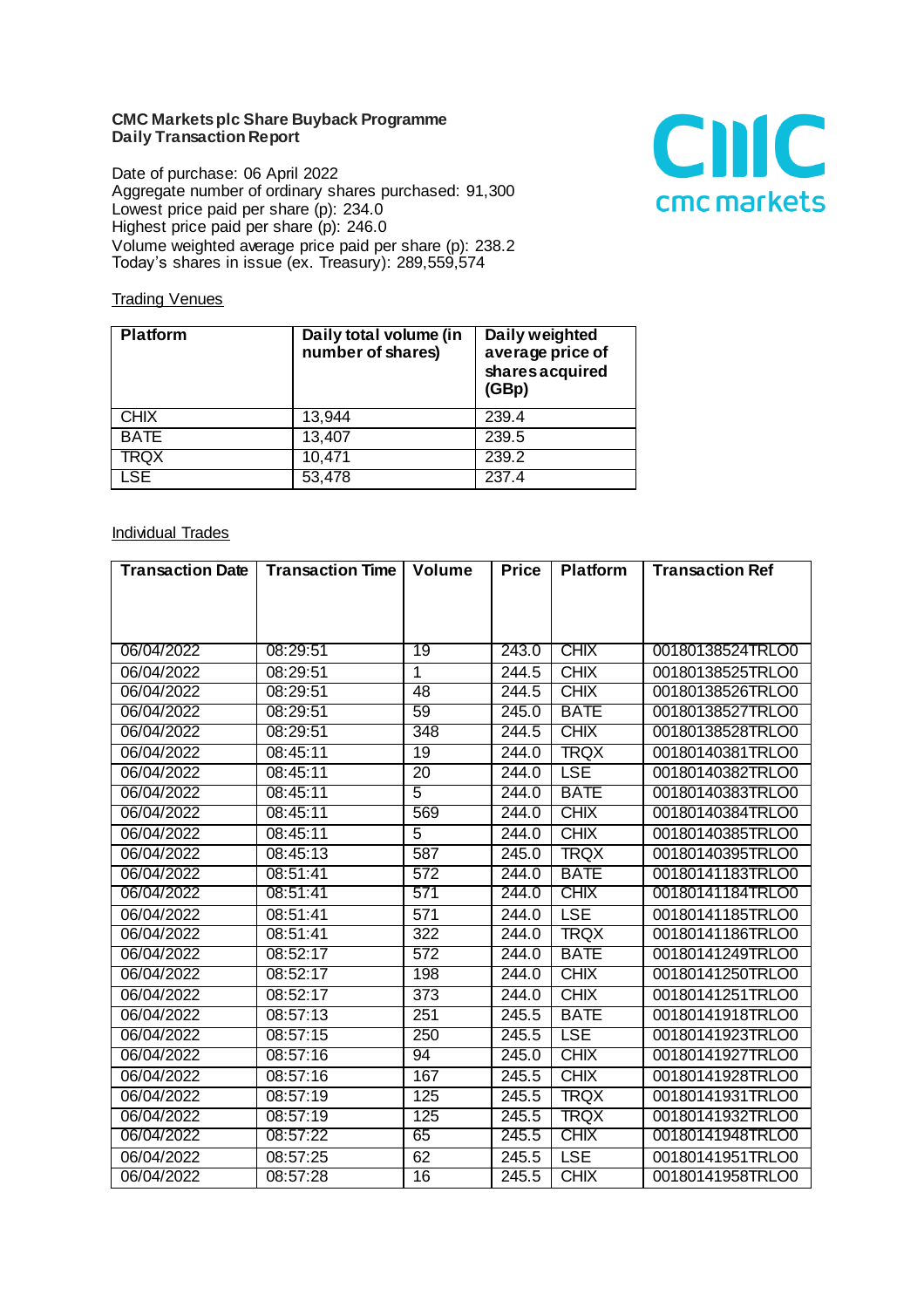**CMC Markets plc Share Buyback Programme**
**Daily Transaction Report**

Date of purchase: 06 April 2022
Aggregate number of ordinary shares purchased: 91,300
Lowest price paid per share (p): 234.0
Highest price paid per share (p): 246.0
Volume weighted average price paid per share (p): 238.2
Today's shares in issue (ex. Treasury): 289,559,574

Trading Venues

| Platform | Daily total volume (in number of shares) | Daily weighted average price of shares acquired (GBp) |
|---|---|---|
| CHIX | 13,944 | 239.4 |
| BATE | 13,407 | 239.5 |
| TRQX | 10,471 | 239.2 |
| LSE | 53,478 | 237.4 |

Individual Trades

| Transaction Date | Transaction Time | Volume | Price | Platform | Transaction Ref |
|---|---|---|---|---|---|
| 06/04/2022 | 08:29:51 | 19 | 243.0 | CHIX | 00180138524TRLO0 |
| 06/04/2022 | 08:29:51 | 1 | 244.5 | CHIX | 00180138525TRLO0 |
| 06/04/2022 | 08:29:51 | 48 | 244.5 | CHIX | 00180138526TRLO0 |
| 06/04/2022 | 08:29:51 | 59 | 245.0 | BATE | 00180138527TRLO0 |
| 06/04/2022 | 08:29:51 | 348 | 244.5 | CHIX | 00180138528TRLO0 |
| 06/04/2022 | 08:45:11 | 19 | 244.0 | TRQX | 00180140381TRLO0 |
| 06/04/2022 | 08:45:11 | 20 | 244.0 | LSE | 00180140382TRLO0 |
| 06/04/2022 | 08:45:11 | 5 | 244.0 | BATE | 00180140383TRLO0 |
| 06/04/2022 | 08:45:11 | 569 | 244.0 | CHIX | 00180140384TRLO0 |
| 06/04/2022 | 08:45:11 | 5 | 244.0 | CHIX | 00180140385TRLO0 |
| 06/04/2022 | 08:45:13 | 587 | 245.0 | TRQX | 00180140395TRLO0 |
| 06/04/2022 | 08:51:41 | 572 | 244.0 | BATE | 00180141183TRLO0 |
| 06/04/2022 | 08:51:41 | 571 | 244.0 | CHIX | 00180141184TRLO0 |
| 06/04/2022 | 08:51:41 | 571 | 244.0 | LSE | 00180141185TRLO0 |
| 06/04/2022 | 08:51:41 | 322 | 244.0 | TRQX | 00180141186TRLO0 |
| 06/04/2022 | 08:52:17 | 572 | 244.0 | BATE | 00180141249TRLO0 |
| 06/04/2022 | 08:52:17 | 198 | 244.0 | CHIX | 00180141250TRLO0 |
| 06/04/2022 | 08:52:17 | 373 | 244.0 | CHIX | 00180141251TRLO0 |
| 06/04/2022 | 08:57:13 | 251 | 245.5 | BATE | 00180141918TRLO0 |
| 06/04/2022 | 08:57:15 | 250 | 245.5 | LSE | 00180141923TRLO0 |
| 06/04/2022 | 08:57:16 | 94 | 245.0 | CHIX | 00180141927TRLO0 |
| 06/04/2022 | 08:57:16 | 167 | 245.5 | CHIX | 00180141928TRLO0 |
| 06/04/2022 | 08:57:19 | 125 | 245.5 | TRQX | 00180141931TRLO0 |
| 06/04/2022 | 08:57:19 | 125 | 245.5 | TRQX | 00180141932TRLO0 |
| 06/04/2022 | 08:57:22 | 65 | 245.5 | CHIX | 00180141948TRLO0 |
| 06/04/2022 | 08:57:25 | 62 | 245.5 | LSE | 00180141951TRLO0 |
| 06/04/2022 | 08:57:28 | 16 | 245.5 | CHIX | 00180141958TRLO0 |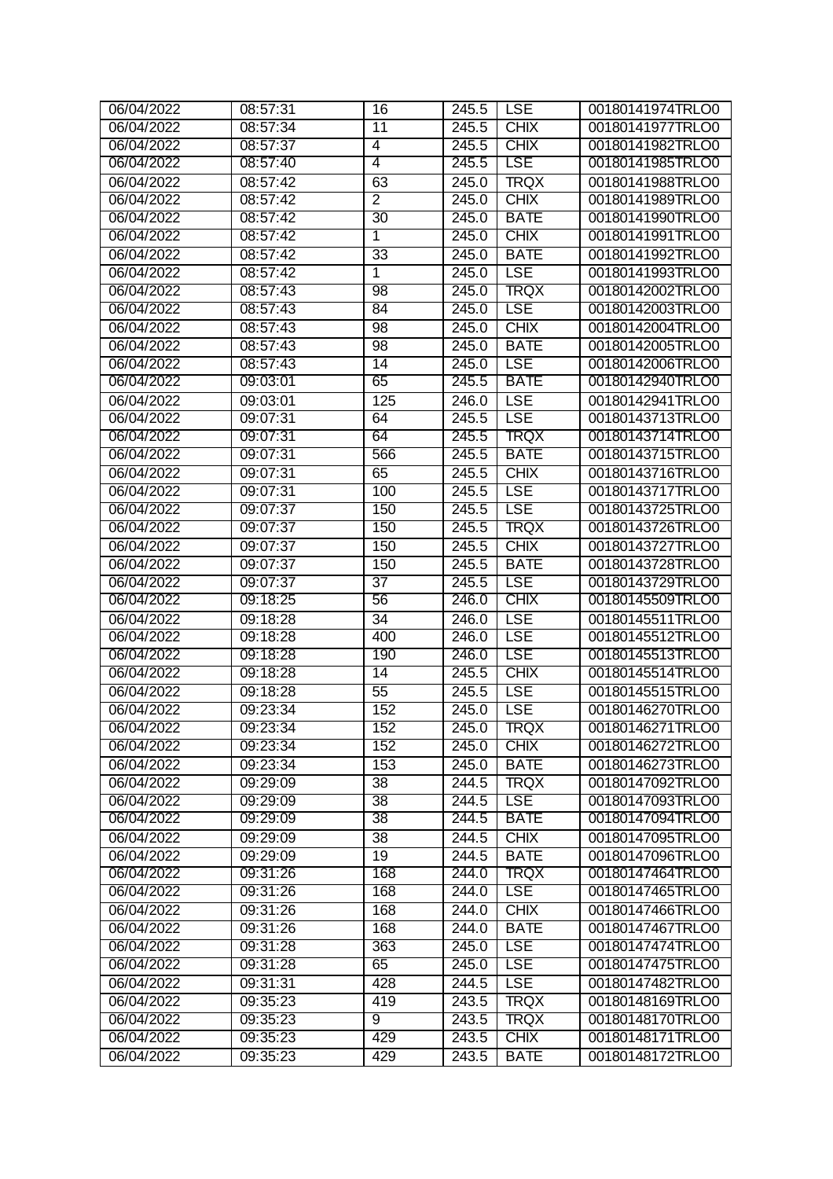| 06/04/2022 | 08:57:31 | 16 | 245.5 | LSE | 00180141974TRLO0 |
|---|---|---|---|---|---|
| 06/04/2022 | 08:57:34 | 11 | 245.5 | CHIX | 00180141977TRLO0 |
| 06/04/2022 | 08:57:37 | 4 | 245.5 | CHIX | 00180141982TRLO0 |
| 06/04/2022 | 08:57:40 | 4 | 245.5 | LSE | 00180141985TRLO0 |
| 06/04/2022 | 08:57:42 | 63 | 245.0 | TRQX | 00180141988TRLO0 |
| 06/04/2022 | 08:57:42 | 2 | 245.0 | CHIX | 00180141989TRLO0 |
| 06/04/2022 | 08:57:42 | 30 | 245.0 | BATE | 00180141990TRLO0 |
| 06/04/2022 | 08:57:42 | 1 | 245.0 | CHIX | 00180141991TRLO0 |
| 06/04/2022 | 08:57:42 | 33 | 245.0 | BATE | 00180141992TRLO0 |
| 06/04/2022 | 08:57:42 | 1 | 245.0 | LSE | 00180141993TRLO0 |
| 06/04/2022 | 08:57:43 | 98 | 245.0 | TRQX | 00180142002TRLO0 |
| 06/04/2022 | 08:57:43 | 84 | 245.0 | LSE | 00180142003TRLO0 |
| 06/04/2022 | 08:57:43 | 98 | 245.0 | CHIX | 00180142004TRLO0 |
| 06/04/2022 | 08:57:43 | 98 | 245.0 | BATE | 00180142005TRLO0 |
| 06/04/2022 | 08:57:43 | 14 | 245.0 | LSE | 00180142006TRLO0 |
| 06/04/2022 | 09:03:01 | 65 | 245.5 | BATE | 00180142940TRLO0 |
| 06/04/2022 | 09:03:01 | 125 | 246.0 | LSE | 00180142941TRLO0 |
| 06/04/2022 | 09:07:31 | 64 | 245.5 | LSE | 00180143713TRLO0 |
| 06/04/2022 | 09:07:31 | 64 | 245.5 | TRQX | 00180143714TRLO0 |
| 06/04/2022 | 09:07:31 | 566 | 245.5 | BATE | 00180143715TRLO0 |
| 06/04/2022 | 09:07:31 | 65 | 245.5 | CHIX | 00180143716TRLO0 |
| 06/04/2022 | 09:07:31 | 100 | 245.5 | LSE | 00180143717TRLO0 |
| 06/04/2022 | 09:07:37 | 150 | 245.5 | LSE | 00180143725TRLO0 |
| 06/04/2022 | 09:07:37 | 150 | 245.5 | TRQX | 00180143726TRLO0 |
| 06/04/2022 | 09:07:37 | 150 | 245.5 | CHIX | 00180143727TRLO0 |
| 06/04/2022 | 09:07:37 | 150 | 245.5 | BATE | 00180143728TRLO0 |
| 06/04/2022 | 09:07:37 | 37 | 245.5 | LSE | 00180143729TRLO0 |
| 06/04/2022 | 09:18:25 | 56 | 246.0 | CHIX | 00180145509TRLO0 |
| 06/04/2022 | 09:18:28 | 34 | 246.0 | LSE | 00180145511TRLO0 |
| 06/04/2022 | 09:18:28 | 400 | 246.0 | LSE | 00180145512TRLO0 |
| 06/04/2022 | 09:18:28 | 190 | 246.0 | LSE | 00180145513TRLO0 |
| 06/04/2022 | 09:18:28 | 14 | 245.5 | CHIX | 00180145514TRLO0 |
| 06/04/2022 | 09:18:28 | 55 | 245.5 | LSE | 00180145515TRLO0 |
| 06/04/2022 | 09:23:34 | 152 | 245.0 | LSE | 00180146270TRLO0 |
| 06/04/2022 | 09:23:34 | 152 | 245.0 | TRQX | 00180146271TRLO0 |
| 06/04/2022 | 09:23:34 | 152 | 245.0 | CHIX | 00180146272TRLO0 |
| 06/04/2022 | 09:23:34 | 153 | 245.0 | BATE | 00180146273TRLO0 |
| 06/04/2022 | 09:29:09 | 38 | 244.5 | TRQX | 00180147092TRLO0 |
| 06/04/2022 | 09:29:09 | 38 | 244.5 | LSE | 00180147093TRLO0 |
| 06/04/2022 | 09:29:09 | 38 | 244.5 | BATE | 00180147094TRLO0 |
| 06/04/2022 | 09:29:09 | 38 | 244.5 | CHIX | 00180147095TRLO0 |
| 06/04/2022 | 09:29:09 | 19 | 244.5 | BATE | 00180147096TRLO0 |
| 06/04/2022 | 09:31:26 | 168 | 244.0 | TRQX | 00180147464TRLO0 |
| 06/04/2022 | 09:31:26 | 168 | 244.0 | LSE | 00180147465TRLO0 |
| 06/04/2022 | 09:31:26 | 168 | 244.0 | CHIX | 00180147466TRLO0 |
| 06/04/2022 | 09:31:26 | 168 | 244.0 | BATE | 00180147467TRLO0 |
| 06/04/2022 | 09:31:28 | 363 | 245.0 | LSE | 00180147474TRLO0 |
| 06/04/2022 | 09:31:28 | 65 | 245.0 | LSE | 00180147475TRLO0 |
| 06/04/2022 | 09:31:31 | 428 | 244.5 | LSE | 00180147482TRLO0 |
| 06/04/2022 | 09:35:23 | 419 | 243.5 | TRQX | 00180148169TRLO0 |
| 06/04/2022 | 09:35:23 | 9 | 243.5 | TRQX | 00180148170TRLO0 |
| 06/04/2022 | 09:35:23 | 429 | 243.5 | CHIX | 00180148171TRLO0 |
| 06/04/2022 | 09:35:23 | 429 | 243.5 | BATE | 00180148172TRLO0 |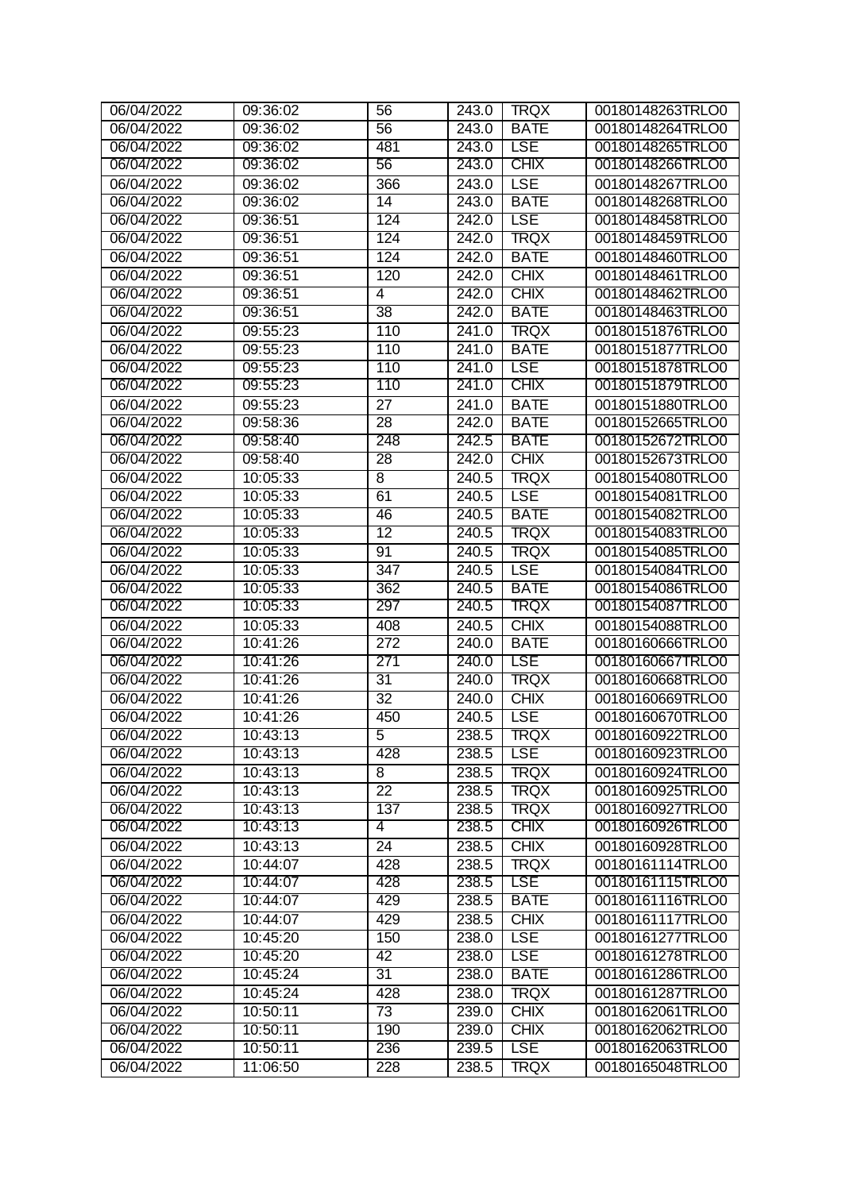| 06/04/2022 | 09:36:02 | 56 | 243.0 | TRQX | 00180148263TRLO0 |
|---|---|---|---|---|---|
| 06/04/2022 | 09:36:02 | 56 | 243.0 | BATE | 00180148264TRLO0 |
| 06/04/2022 | 09:36:02 | 481 | 243.0 | LSE | 00180148265TRLO0 |
| 06/04/2022 | 09:36:02 | 56 | 243.0 | CHIX | 00180148266TRLO0 |
| 06/04/2022 | 09:36:02 | 366 | 243.0 | LSE | 00180148267TRLO0 |
| 06/04/2022 | 09:36:02 | 14 | 243.0 | BATE | 00180148268TRLO0 |
| 06/04/2022 | 09:36:51 | 124 | 242.0 | LSE | 00180148458TRLO0 |
| 06/04/2022 | 09:36:51 | 124 | 242.0 | TRQX | 00180148459TRLO0 |
| 06/04/2022 | 09:36:51 | 124 | 242.0 | BATE | 00180148460TRLO0 |
| 06/04/2022 | 09:36:51 | 120 | 242.0 | CHIX | 00180148461TRLO0 |
| 06/04/2022 | 09:36:51 | 4 | 242.0 | CHIX | 00180148462TRLO0 |
| 06/04/2022 | 09:36:51 | 38 | 242.0 | BATE | 00180148463TRLO0 |
| 06/04/2022 | 09:55:23 | 110 | 241.0 | TRQX | 00180151876TRLO0 |
| 06/04/2022 | 09:55:23 | 110 | 241.0 | BATE | 00180151877TRLO0 |
| 06/04/2022 | 09:55:23 | 110 | 241.0 | LSE | 00180151878TRLO0 |
| 06/04/2022 | 09:55:23 | 110 | 241.0 | CHIX | 00180151879TRLO0 |
| 06/04/2022 | 09:55:23 | 27 | 241.0 | BATE | 00180151880TRLO0 |
| 06/04/2022 | 09:58:36 | 28 | 242.0 | BATE | 00180152665TRLO0 |
| 06/04/2022 | 09:58:40 | 248 | 242.5 | BATE | 00180152672TRLO0 |
| 06/04/2022 | 09:58:40 | 28 | 242.0 | CHIX | 00180152673TRLO0 |
| 06/04/2022 | 10:05:33 | 8 | 240.5 | TRQX | 00180154080TRLO0 |
| 06/04/2022 | 10:05:33 | 61 | 240.5 | LSE | 00180154081TRLO0 |
| 06/04/2022 | 10:05:33 | 46 | 240.5 | BATE | 00180154082TRLO0 |
| 06/04/2022 | 10:05:33 | 12 | 240.5 | TRQX | 00180154083TRLO0 |
| 06/04/2022 | 10:05:33 | 91 | 240.5 | TRQX | 00180154085TRLO0 |
| 06/04/2022 | 10:05:33 | 347 | 240.5 | LSE | 00180154084TRLO0 |
| 06/04/2022 | 10:05:33 | 362 | 240.5 | BATE | 00180154086TRLO0 |
| 06/04/2022 | 10:05:33 | 297 | 240.5 | TRQX | 00180154087TRLO0 |
| 06/04/2022 | 10:05:33 | 408 | 240.5 | CHIX | 00180154088TRLO0 |
| 06/04/2022 | 10:41:26 | 272 | 240.0 | BATE | 00180160666TRLO0 |
| 06/04/2022 | 10:41:26 | 271 | 240.0 | LSE | 00180160667TRLO0 |
| 06/04/2022 | 10:41:26 | 31 | 240.0 | TRQX | 00180160668TRLO0 |
| 06/04/2022 | 10:41:26 | 32 | 240.0 | CHIX | 00180160669TRLO0 |
| 06/04/2022 | 10:41:26 | 450 | 240.5 | LSE | 00180160670TRLO0 |
| 06/04/2022 | 10:43:13 | 5 | 238.5 | TRQX | 00180160922TRLO0 |
| 06/04/2022 | 10:43:13 | 428 | 238.5 | LSE | 00180160923TRLO0 |
| 06/04/2022 | 10:43:13 | 8 | 238.5 | TRQX | 00180160924TRLO0 |
| 06/04/2022 | 10:43:13 | 22 | 238.5 | TRQX | 00180160925TRLO0 |
| 06/04/2022 | 10:43:13 | 137 | 238.5 | TRQX | 00180160927TRLO0 |
| 06/04/2022 | 10:43:13 | 4 | 238.5 | CHIX | 00180160926TRLO0 |
| 06/04/2022 | 10:43:13 | 24 | 238.5 | CHIX | 00180160928TRLO0 |
| 06/04/2022 | 10:44:07 | 428 | 238.5 | TRQX | 00180161114TRLO0 |
| 06/04/2022 | 10:44:07 | 428 | 238.5 | LSE | 00180161115TRLO0 |
| 06/04/2022 | 10:44:07 | 429 | 238.5 | BATE | 00180161116TRLO0 |
| 06/04/2022 | 10:44:07 | 429 | 238.5 | CHIX | 00180161117TRLO0 |
| 06/04/2022 | 10:45:20 | 150 | 238.0 | LSE | 00180161277TRLO0 |
| 06/04/2022 | 10:45:20 | 42 | 238.0 | LSE | 00180161278TRLO0 |
| 06/04/2022 | 10:45:24 | 31 | 238.0 | BATE | 00180161286TRLO0 |
| 06/04/2022 | 10:45:24 | 428 | 238.0 | TRQX | 00180161287TRLO0 |
| 06/04/2022 | 10:50:11 | 73 | 239.0 | CHIX | 00180162061TRLO0 |
| 06/04/2022 | 10:50:11 | 190 | 239.0 | CHIX | 00180162062TRLO0 |
| 06/04/2022 | 10:50:11 | 236 | 239.5 | LSE | 00180162063TRLO0 |
| 06/04/2022 | 11:06:50 | 228 | 238.5 | TRQX | 00180165048TRLO0 |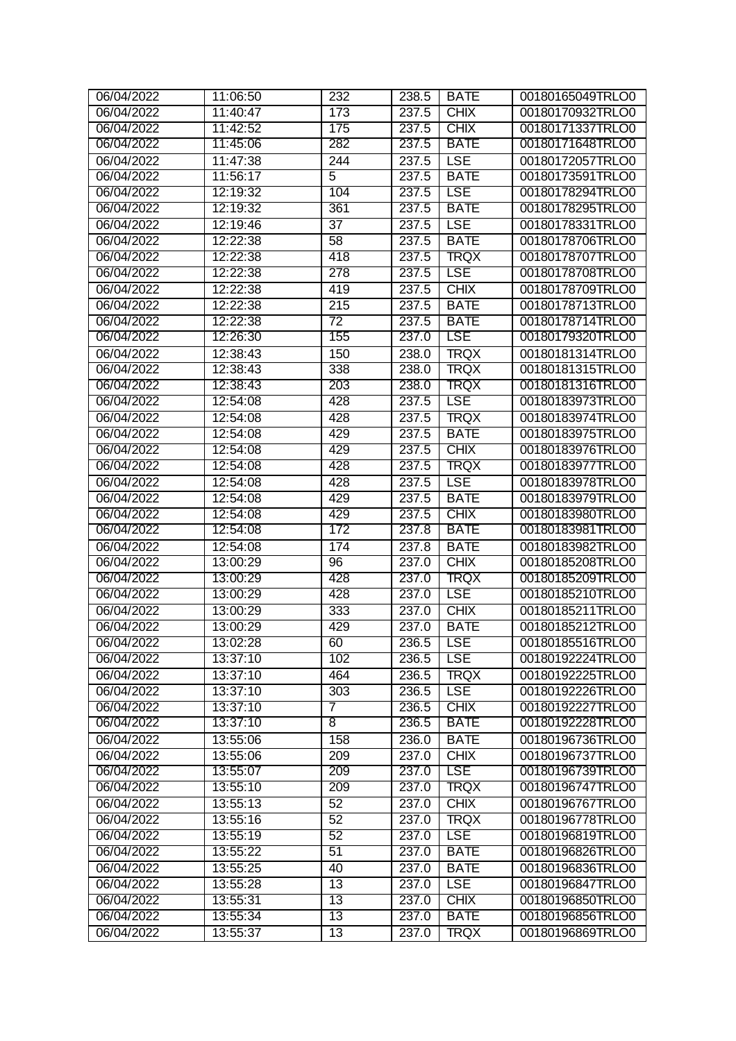| 06/04/2022 | 11:06:50 | 232 | 238.5 | BATE | 00180165049TRLO0 |
|---|---|---|---|---|---|
| 06/04/2022 | 11:40:47 | 173 | 237.5 | CHIX | 00180170932TRLO0 |
| 06/04/2022 | 11:42:52 | 175 | 237.5 | CHIX | 00180171337TRLO0 |
| 06/04/2022 | 11:45:06 | 282 | 237.5 | BATE | 00180171648TRLO0 |
| 06/04/2022 | 11:47:38 | 244 | 237.5 | LSE | 00180172057TRLO0 |
| 06/04/2022 | 11:56:17 | 5 | 237.5 | BATE | 00180173591TRLO0 |
| 06/04/2022 | 12:19:32 | 104 | 237.5 | LSE | 00180178294TRLO0 |
| 06/04/2022 | 12:19:32 | 361 | 237.5 | BATE | 00180178295TRLO0 |
| 06/04/2022 | 12:19:46 | 37 | 237.5 | LSE | 00180178331TRLO0 |
| 06/04/2022 | 12:22:38 | 58 | 237.5 | BATE | 00180178706TRLO0 |
| 06/04/2022 | 12:22:38 | 418 | 237.5 | TRQX | 00180178707TRLO0 |
| 06/04/2022 | 12:22:38 | 278 | 237.5 | LSE | 00180178708TRLO0 |
| 06/04/2022 | 12:22:38 | 419 | 237.5 | CHIX | 00180178709TRLO0 |
| 06/04/2022 | 12:22:38 | 215 | 237.5 | BATE | 00180178713TRLO0 |
| 06/04/2022 | 12:22:38 | 72 | 237.5 | BATE | 00180178714TRLO0 |
| 06/04/2022 | 12:26:30 | 155 | 237.0 | LSE | 00180179320TRLO0 |
| 06/04/2022 | 12:38:43 | 150 | 238.0 | TRQX | 00180181314TRLO0 |
| 06/04/2022 | 12:38:43 | 338 | 238.0 | TRQX | 00180181315TRLO0 |
| 06/04/2022 | 12:38:43 | 203 | 238.0 | TRQX | 00180181316TRLO0 |
| 06/04/2022 | 12:54:08 | 428 | 237.5 | LSE | 00180183973TRLO0 |
| 06/04/2022 | 12:54:08 | 428 | 237.5 | TRQX | 00180183974TRLO0 |
| 06/04/2022 | 12:54:08 | 429 | 237.5 | BATE | 00180183975TRLO0 |
| 06/04/2022 | 12:54:08 | 429 | 237.5 | CHIX | 00180183976TRLO0 |
| 06/04/2022 | 12:54:08 | 428 | 237.5 | TRQX | 00180183977TRLO0 |
| 06/04/2022 | 12:54:08 | 428 | 237.5 | LSE | 00180183978TRLO0 |
| 06/04/2022 | 12:54:08 | 429 | 237.5 | BATE | 00180183979TRLO0 |
| 06/04/2022 | 12:54:08 | 429 | 237.5 | CHIX | 00180183980TRLO0 |
| 06/04/2022 | 12:54:08 | 172 | 237.8 | BATE | 00180183981TRLO0 |
| 06/04/2022 | 12:54:08 | 174 | 237.8 | BATE | 00180183982TRLO0 |
| 06/04/2022 | 13:00:29 | 96 | 237.0 | CHIX | 00180185208TRLO0 |
| 06/04/2022 | 13:00:29 | 428 | 237.0 | TRQX | 00180185209TRLO0 |
| 06/04/2022 | 13:00:29 | 428 | 237.0 | LSE | 00180185210TRLO0 |
| 06/04/2022 | 13:00:29 | 333 | 237.0 | CHIX | 00180185211TRLO0 |
| 06/04/2022 | 13:00:29 | 429 | 237.0 | BATE | 00180185212TRLO0 |
| 06/04/2022 | 13:02:28 | 60 | 236.5 | LSE | 00180185516TRLO0 |
| 06/04/2022 | 13:37:10 | 102 | 236.5 | LSE | 00180192224TRLO0 |
| 06/04/2022 | 13:37:10 | 464 | 236.5 | TRQX | 00180192225TRLO0 |
| 06/04/2022 | 13:37:10 | 303 | 236.5 | LSE | 00180192226TRLO0 |
| 06/04/2022 | 13:37:10 | 7 | 236.5 | CHIX | 00180192227TRLO0 |
| 06/04/2022 | 13:37:10 | 8 | 236.5 | BATE | 00180192228TRLO0 |
| 06/04/2022 | 13:55:06 | 158 | 236.0 | BATE | 00180196736TRLO0 |
| 06/04/2022 | 13:55:06 | 209 | 237.0 | CHIX | 00180196737TRLO0 |
| 06/04/2022 | 13:55:07 | 209 | 237.0 | LSE | 00180196739TRLO0 |
| 06/04/2022 | 13:55:10 | 209 | 237.0 | TRQX | 00180196747TRLO0 |
| 06/04/2022 | 13:55:13 | 52 | 237.0 | CHIX | 00180196767TRLO0 |
| 06/04/2022 | 13:55:16 | 52 | 237.0 | TRQX | 00180196778TRLO0 |
| 06/04/2022 | 13:55:19 | 52 | 237.0 | LSE | 00180196819TRLO0 |
| 06/04/2022 | 13:55:22 | 51 | 237.0 | BATE | 00180196826TRLO0 |
| 06/04/2022 | 13:55:25 | 40 | 237.0 | BATE | 00180196836TRLO0 |
| 06/04/2022 | 13:55:28 | 13 | 237.0 | LSE | 00180196847TRLO0 |
| 06/04/2022 | 13:55:31 | 13 | 237.0 | CHIX | 00180196850TRLO0 |
| 06/04/2022 | 13:55:34 | 13 | 237.0 | BATE | 00180196856TRLO0 |
| 06/04/2022 | 13:55:37 | 13 | 237.0 | TRQX | 00180196869TRLO0 |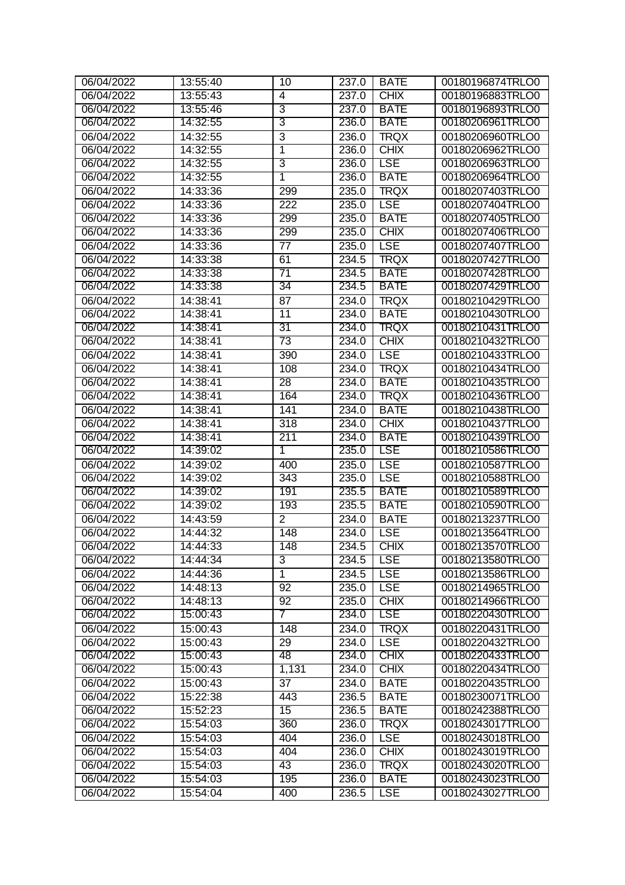| 06/04/2022 | 13:55:40 | 10 | 237.0 | BATE | 00180196874TRLO0 |
|---|---|---|---|---|---|
| 06/04/2022 | 13:55:43 | 4 | 237.0 | CHIX | 00180196883TRLO0 |
| 06/04/2022 | 13:55:46 | 3 | 237.0 | BATE | 00180196893TRLO0 |
| 06/04/2022 | 14:32:55 | 3 | 236.0 | BATE | 00180206961TRLO0 |
| 06/04/2022 | 14:32:55 | 3 | 236.0 | TRQX | 00180206960TRLO0 |
| 06/04/2022 | 14:32:55 | 1 | 236.0 | CHIX | 00180206962TRLO0 |
| 06/04/2022 | 14:32:55 | 3 | 236.0 | LSE | 00180206963TRLO0 |
| 06/04/2022 | 14:32:55 | 1 | 236.0 | BATE | 00180206964TRLO0 |
| 06/04/2022 | 14:33:36 | 299 | 235.0 | TRQX | 00180207403TRLO0 |
| 06/04/2022 | 14:33:36 | 222 | 235.0 | LSE | 00180207404TRLO0 |
| 06/04/2022 | 14:33:36 | 299 | 235.0 | BATE | 00180207405TRLO0 |
| 06/04/2022 | 14:33:36 | 299 | 235.0 | CHIX | 00180207406TRLO0 |
| 06/04/2022 | 14:33:36 | 77 | 235.0 | LSE | 00180207407TRLO0 |
| 06/04/2022 | 14:33:38 | 61 | 234.5 | TRQX | 00180207427TRLO0 |
| 06/04/2022 | 14:33:38 | 71 | 234.5 | BATE | 00180207428TRLO0 |
| 06/04/2022 | 14:33:38 | 34 | 234.5 | BATE | 00180207429TRLO0 |
| 06/04/2022 | 14:38:41 | 87 | 234.0 | TRQX | 00180210429TRLO0 |
| 06/04/2022 | 14:38:41 | 11 | 234.0 | BATE | 00180210430TRLO0 |
| 06/04/2022 | 14:38:41 | 31 | 234.0 | TRQX | 00180210431TRLO0 |
| 06/04/2022 | 14:38:41 | 73 | 234.0 | CHIX | 00180210432TRLO0 |
| 06/04/2022 | 14:38:41 | 390 | 234.0 | LSE | 00180210433TRLO0 |
| 06/04/2022 | 14:38:41 | 108 | 234.0 | TRQX | 00180210434TRLO0 |
| 06/04/2022 | 14:38:41 | 28 | 234.0 | BATE | 00180210435TRLO0 |
| 06/04/2022 | 14:38:41 | 164 | 234.0 | TRQX | 00180210436TRLO0 |
| 06/04/2022 | 14:38:41 | 141 | 234.0 | BATE | 00180210438TRLO0 |
| 06/04/2022 | 14:38:41 | 318 | 234.0 | CHIX | 00180210437TRLO0 |
| 06/04/2022 | 14:38:41 | 211 | 234.0 | BATE | 00180210439TRLO0 |
| 06/04/2022 | 14:39:02 | 1 | 235.0 | LSE | 00180210586TRLO0 |
| 06/04/2022 | 14:39:02 | 400 | 235.0 | LSE | 00180210587TRLO0 |
| 06/04/2022 | 14:39:02 | 343 | 235.0 | LSE | 00180210588TRLO0 |
| 06/04/2022 | 14:39:02 | 191 | 235.5 | BATE | 00180210589TRLO0 |
| 06/04/2022 | 14:39:02 | 193 | 235.5 | BATE | 00180210590TRLO0 |
| 06/04/2022 | 14:43:59 | 2 | 234.0 | BATE | 00180213237TRLO0 |
| 06/04/2022 | 14:44:32 | 148 | 234.0 | LSE | 00180213564TRLO0 |
| 06/04/2022 | 14:44:33 | 148 | 234.5 | CHIX | 00180213570TRLO0 |
| 06/04/2022 | 14:44:34 | 3 | 234.5 | LSE | 00180213580TRLO0 |
| 06/04/2022 | 14:44:36 | 1 | 234.5 | LSE | 00180213586TRLO0 |
| 06/04/2022 | 14:48:13 | 92 | 235.0 | LSE | 00180214965TRLO0 |
| 06/04/2022 | 14:48:13 | 92 | 235.0 | CHIX | 00180214966TRLO0 |
| 06/04/2022 | 15:00:43 | 7 | 234.0 | LSE | 00180220430TRLO0 |
| 06/04/2022 | 15:00:43 | 148 | 234.0 | TRQX | 00180220431TRLO0 |
| 06/04/2022 | 15:00:43 | 29 | 234.0 | LSE | 00180220432TRLO0 |
| 06/04/2022 | 15:00:43 | 48 | 234.0 | CHIX | 00180220433TRLO0 |
| 06/04/2022 | 15:00:43 | 1,131 | 234.0 | CHIX | 00180220434TRLO0 |
| 06/04/2022 | 15:00:43 | 37 | 234.0 | BATE | 00180220435TRLO0 |
| 06/04/2022 | 15:22:38 | 443 | 236.5 | BATE | 00180230071TRLO0 |
| 06/04/2022 | 15:52:23 | 15 | 236.5 | BATE | 00180242388TRLO0 |
| 06/04/2022 | 15:54:03 | 360 | 236.0 | TRQX | 00180243017TRLO0 |
| 06/04/2022 | 15:54:03 | 404 | 236.0 | LSE | 00180243018TRLO0 |
| 06/04/2022 | 15:54:03 | 404 | 236.0 | CHIX | 00180243019TRLO0 |
| 06/04/2022 | 15:54:03 | 43 | 236.0 | TRQX | 00180243020TRLO0 |
| 06/04/2022 | 15:54:03 | 195 | 236.0 | BATE | 00180243023TRLO0 |
| 06/04/2022 | 15:54:04 | 400 | 236.5 | LSE | 00180243027TRLO0 |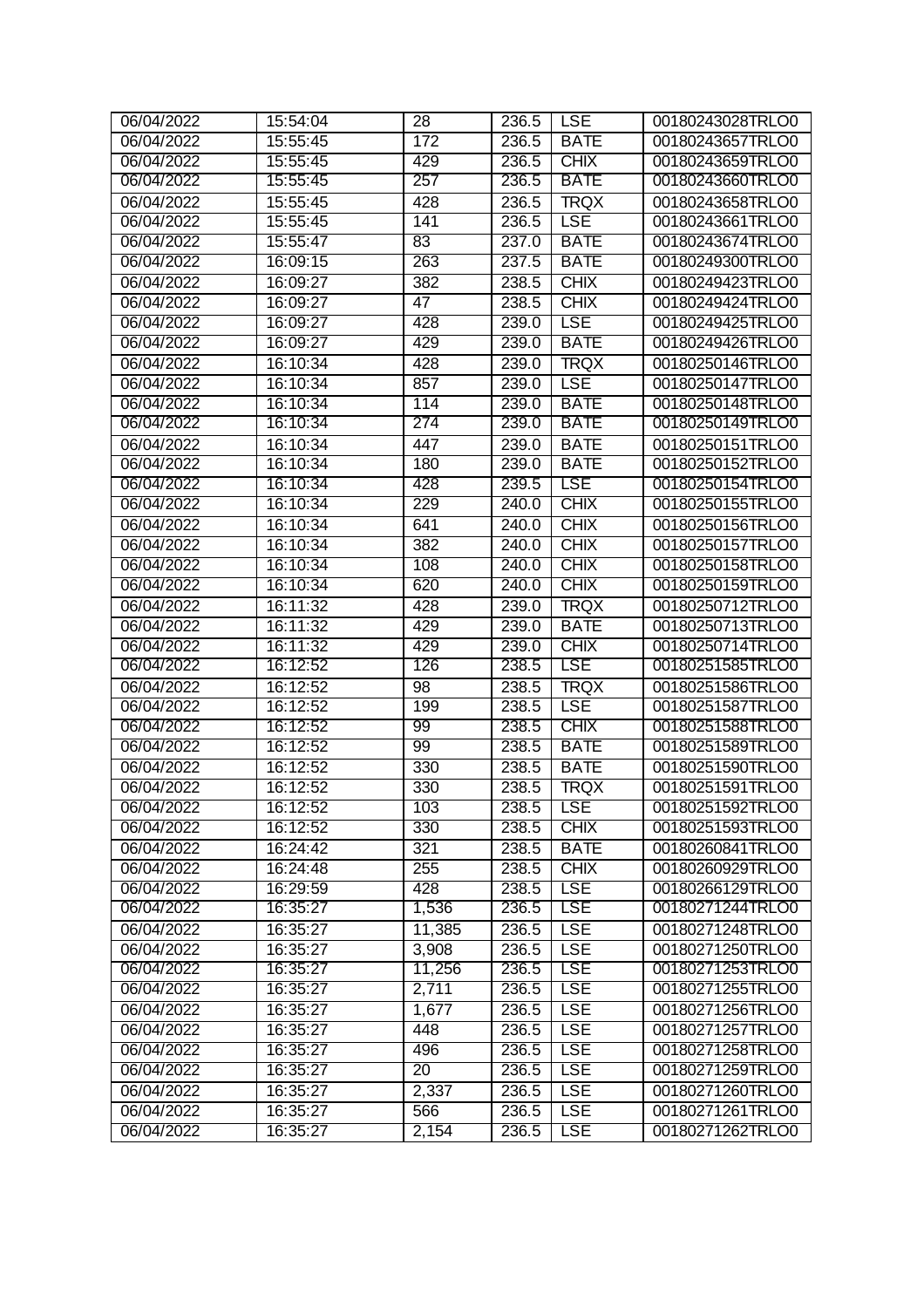| | | | | | |
|---|---|---|---|---|---|
| 06/04/2022 | 15:54:04 | 28 | 236.5 | LSE | 00180243028TRLO0 |
| 06/04/2022 | 15:55:45 | 172 | 236.5 | BATE | 00180243657TRLO0 |
| 06/04/2022 | 15:55:45 | 429 | 236.5 | CHIX | 00180243659TRLO0 |
| 06/04/2022 | 15:55:45 | 257 | 236.5 | BATE | 00180243660TRLO0 |
| 06/04/2022 | 15:55:45 | 428 | 236.5 | TRQX | 00180243658TRLO0 |
| 06/04/2022 | 15:55:45 | 141 | 236.5 | LSE | 00180243661TRLO0 |
| 06/04/2022 | 15:55:47 | 83 | 237.0 | BATE | 00180243674TRLO0 |
| 06/04/2022 | 16:09:15 | 263 | 237.5 | BATE | 00180249300TRLO0 |
| 06/04/2022 | 16:09:27 | 382 | 238.5 | CHIX | 00180249423TRLO0 |
| 06/04/2022 | 16:09:27 | 47 | 238.5 | CHIX | 00180249424TRLO0 |
| 06/04/2022 | 16:09:27 | 428 | 239.0 | LSE | 00180249425TRLO0 |
| 06/04/2022 | 16:09:27 | 429 | 239.0 | BATE | 00180249426TRLO0 |
| 06/04/2022 | 16:10:34 | 428 | 239.0 | TRQX | 00180250146TRLO0 |
| 06/04/2022 | 16:10:34 | 857 | 239.0 | LSE | 00180250147TRLO0 |
| 06/04/2022 | 16:10:34 | 114 | 239.0 | BATE | 00180250148TRLO0 |
| 06/04/2022 | 16:10:34 | 274 | 239.0 | BATE | 00180250149TRLO0 |
| 06/04/2022 | 16:10:34 | 447 | 239.0 | BATE | 00180250151TRLO0 |
| 06/04/2022 | 16:10:34 | 180 | 239.0 | BATE | 00180250152TRLO0 |
| 06/04/2022 | 16:10:34 | 428 | 239.5 | LSE | 00180250154TRLO0 |
| 06/04/2022 | 16:10:34 | 229 | 240.0 | CHIX | 00180250155TRLO0 |
| 06/04/2022 | 16:10:34 | 641 | 240.0 | CHIX | 00180250156TRLO0 |
| 06/04/2022 | 16:10:34 | 382 | 240.0 | CHIX | 00180250157TRLO0 |
| 06/04/2022 | 16:10:34 | 108 | 240.0 | CHIX | 00180250158TRLO0 |
| 06/04/2022 | 16:10:34 | 620 | 240.0 | CHIX | 00180250159TRLO0 |
| 06/04/2022 | 16:11:32 | 428 | 239.0 | TRQX | 00180250712TRLO0 |
| 06/04/2022 | 16:11:32 | 429 | 239.0 | BATE | 00180250713TRLO0 |
| 06/04/2022 | 16:11:32 | 429 | 239.0 | CHIX | 00180250714TRLO0 |
| 06/04/2022 | 16:12:52 | 126 | 238.5 | LSE | 00180251585TRLO0 |
| 06/04/2022 | 16:12:52 | 98 | 238.5 | TRQX | 00180251586TRLO0 |
| 06/04/2022 | 16:12:52 | 199 | 238.5 | LSE | 00180251587TRLO0 |
| 06/04/2022 | 16:12:52 | 99 | 238.5 | CHIX | 00180251588TRLO0 |
| 06/04/2022 | 16:12:52 | 99 | 238.5 | BATE | 00180251589TRLO0 |
| 06/04/2022 | 16:12:52 | 330 | 238.5 | BATE | 00180251590TRLO0 |
| 06/04/2022 | 16:12:52 | 330 | 238.5 | TRQX | 00180251591TRLO0 |
| 06/04/2022 | 16:12:52 | 103 | 238.5 | LSE | 00180251592TRLO0 |
| 06/04/2022 | 16:12:52 | 330 | 238.5 | CHIX | 00180251593TRLO0 |
| 06/04/2022 | 16:24:42 | 321 | 238.5 | BATE | 00180260841TRLO0 |
| 06/04/2022 | 16:24:48 | 255 | 238.5 | CHIX | 00180260929TRLO0 |
| 06/04/2022 | 16:29:59 | 428 | 238.5 | LSE | 00180266129TRLO0 |
| 06/04/2022 | 16:35:27 | 1,536 | 236.5 | LSE | 00180271244TRLO0 |
| 06/04/2022 | 16:35:27 | 11,385 | 236.5 | LSE | 00180271248TRLO0 |
| 06/04/2022 | 16:35:27 | 3,908 | 236.5 | LSE | 00180271250TRLO0 |
| 06/04/2022 | 16:35:27 | 11,256 | 236.5 | LSE | 00180271253TRLO0 |
| 06/04/2022 | 16:35:27 | 2,711 | 236.5 | LSE | 00180271255TRLO0 |
| 06/04/2022 | 16:35:27 | 1,677 | 236.5 | LSE | 00180271256TRLO0 |
| 06/04/2022 | 16:35:27 | 448 | 236.5 | LSE | 00180271257TRLO0 |
| 06/04/2022 | 16:35:27 | 496 | 236.5 | LSE | 00180271258TRLO0 |
| 06/04/2022 | 16:35:27 | 20 | 236.5 | LSE | 00180271259TRLO0 |
| 06/04/2022 | 16:35:27 | 2,337 | 236.5 | LSE | 00180271260TRLO0 |
| 06/04/2022 | 16:35:27 | 566 | 236.5 | LSE | 00180271261TRLO0 |
| 06/04/2022 | 16:35:27 | 2,154 | 236.5 | LSE | 00180271262TRLO0 |